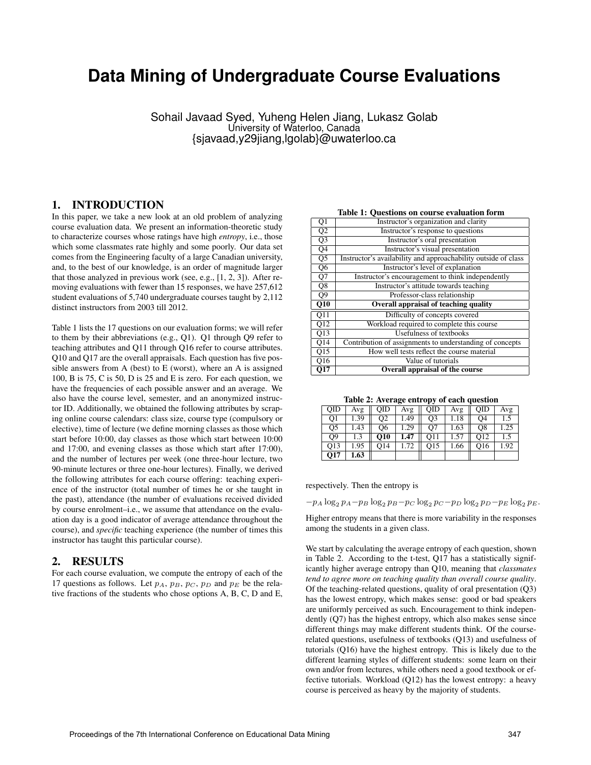# Data Mining of Undergraduate Course Evaluations

Sohail Javaad Syed, Yuheng Helen Jiang, Lukasz Golab
University of Waterloo, Canada
{sjavaad,y29jiang,lgolab}@uwaterloo.ca

## 1. INTRODUCTION

In this paper, we take a new look at an old problem of analyzing course evaluation data. We present an information-theoretic study to characterize courses whose ratings have high *entropy*, i.e., those which some classmates rate highly and some poorly. Our data set comes from the Engineering faculty of a large Canadian university, and, to the best of our knowledge, is an order of magnitude larger that those analyzed in previous work (see, e.g., [1, 2, 3]). After removing evaluations with fewer than 15 responses, we have 257,612 student evaluations of 5,740 undergraduate courses taught by 2,112 distinct instructors from 2003 till 2012.

Table 1 lists the 17 questions on our evaluation forms; we will refer to them by their abbreviations (e.g., Q1). Q1 through Q9 refer to teaching attributes and Q11 through Q16 refer to course attributes. Q10 and Q17 are the overall appraisals. Each question has five possible answers from A (best) to E (worst), where an A is assigned 100, B is 75, C is 50, D is 25 and E is zero. For each question, we have the frequencies of each possible answer and an average. We also have the course level, semester, and an anonymized instructor ID. Additionally, we obtained the following attributes by scraping online course calendars: class size, course type (compulsory or elective), time of lecture (we define morning classes as those which start before 10:00, day classes as those which start between 10:00 and 17:00, and evening classes as those which start after 17:00), and the number of lectures per week (one three-hour lecture, two 90-minute lectures or three one-hour lectures). Finally, we derived the following attributes for each course offering: teaching experience of the instructor (total number of times he or she taught in the past), attendance (the number of evaluations received divided by course enrolment–i.e., we assume that attendance on the evaluation day is a good indicator of average attendance throughout the course), and *specific* teaching experience (the number of times this instructor has taught this particular course).

**Table 1: Questions on course evaluation form**

| | |
|---|---|
| Q1 | Instructor's organization and clarity |
| Q2 | Instructor's response to questions |
| Q3 | Instructor's oral presentation |
| Q4 | Instructor's visual presentation |
| Q5 | Instructor's availability and approachability outside of class |
| Q6 | Instructor's level of explanation |
| Q7 | Instructor's encouragement to think independently |
| Q8 | Instructor's attitude towards teaching |
| Q9 | Professor-class relationship |
| **Q10** | **Overall appraisal of teaching quality** |
| Q11 | Difficulty of concepts covered |
| Q12 | Workload required to complete this course |
| Q13 | Usefulness of textbooks |
| Q14 | Contribution of assignments to understanding of concepts |
| Q15 | How well tests reflect the course material |
| Q16 | Value of tutorials |
| **Q17** | **Overall appraisal of the course** |

**Table 2: Average entropy of each question**

| QID | Avg | QID | Avg | QID | Avg | QID | Avg |
|---|---|---|---|---|---|---|---|
| Q1 | 1.39 | Q2 | 1.49 | Q3 | 1.18 | Q4 | 1.5 |
| Q5 | 1.43 | Q6 | 1.29 | Q7 | 1.63 | Q8 | 1.25 |
| Q9 | 1.3 | **Q10** | **1.47** | Q11 | 1.57 | Q12 | 1.5 |
| Q13 | 1.95 | Q14 | 1.72 | Q15 | 1.66 | Q16 | 1.92 |
| **Q17** | **1.63** | | | | | | |

## 2. RESULTS

For each course evaluation, we compute the entropy of each of the 17 questions as follows. Let $p_A$, $p_B$, $p_C$, $p_D$ and $p_E$ be the relative fractions of the students who chose options A, B, C, D and E, respectively. Then the entropy is

$$-p_A \log_2 p_A - p_B \log_2 p_B - p_C \log_2 p_C - p_D \log_2 p_D - p_E \log_2 p_E.$$

Higher entropy means that there is more variability in the responses among the students in a given class.

We start by calculating the average entropy of each question, shown in Table 2. According to the t-test, Q17 has a statistically significantly higher average entropy than Q10, meaning that *classmates tend to agree more on teaching quality than overall course quality*. Of the teaching-related questions, quality of oral presentation (Q3) has the lowest entropy, which makes sense: good or bad speakers are uniformly perceived as such. Encouragement to think independently (Q7) has the highest entropy, which also makes sense since different things may make different students think. Of the course-related questions, usefulness of textbooks (Q13) and usefulness of tutorials (Q16) have the highest entropy. This is likely due to the different learning styles of different students: some learn on their own and/or from lectures, while others need a good textbook or effective tutorials. Workload (Q12) has the lowest entropy: a heavy course is perceived as heavy by the majority of students.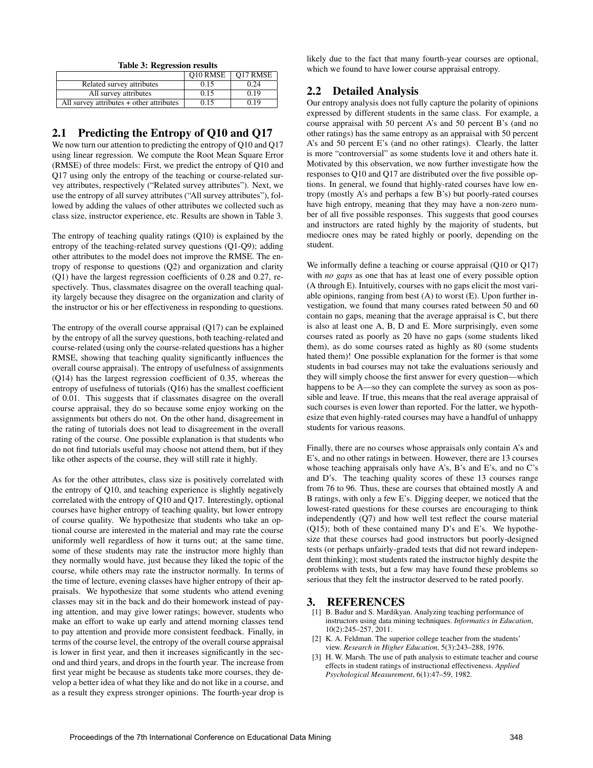**Table 3: Regression results**

| | Q10 RMSE | Q17 RMSE |
|---|---|---|
| Related survey attributes | 0.15 | 0.24 |
| All survey attributes | 0.15 | 0.19 |
| All survey attributes + other attributes | 0.15 | 0.19 |

## 2.1 Predicting the Entropy of Q10 and Q17

We now turn our attention to predicting the entropy of Q10 and Q17 using linear regression. We compute the Root Mean Square Error (RMSE) of three models: First, we predict the entropy of Q10 and Q17 using only the entropy of the teaching or course-related survey attributes, respectively ("Related survey attributes"). Next, we use the entropy of all survey attributes ("All survey attributes"), followed by adding the values of other attributes we collected such as class size, instructor experience, etc. Results are shown in Table 3.

The entropy of teaching quality ratings (Q10) is explained by the entropy of the teaching-related survey questions (Q1-Q9); adding other attributes to the model does not improve the RMSE. The entropy of response to questions (Q2) and organization and clarity (Q1) have the largest regression coefficients of 0.28 and 0.27, respectively. Thus, classmates disagree on the overall teaching quality largely because they disagree on the organization and clarity of the instructor or his or her effectiveness in responding to questions.

The entropy of the overall course appraisal (Q17) can be explained by the entropy of all the survey questions, both teaching-related and course-related (using only the course-related questions has a higher RMSE, showing that teaching quality significantly influences the overall course appraisal). The entropy of usefulness of assignments (Q14) has the largest regression coefficient of 0.35, whereas the entropy of usefulness of tutorials (Q16) has the smallest coefficient of 0.01. This suggests that if classmates disagree on the overall course appraisal, they do so because some enjoy working on the assignments but others do not. On the other hand, disagreement in the rating of tutorials does not lead to disagreement in the overall rating of the course. One possible explanation is that students who do not find tutorials useful may choose not attend them, but if they like other aspects of the course, they will still rate it highly.

As for the other attributes, class size is positively correlated with the entropy of Q10, and teaching experience is slightly negatively correlated with the entropy of Q10 and Q17. Interestingly, optional courses have higher entropy of teaching quality, but lower entropy of course quality. We hypothesize that students who take an optional course are interested in the material and may rate the course uniformly well regardless of how it turns out; at the same time, some of these students may rate the instructor more highly than they normally would have, just because they liked the topic of the course, while others may rate the instructor normally. In terms of the time of lecture, evening classes have higher entropy of their appraisals. We hypothesize that some students who attend evening classes may sit in the back and do their homework instead of paying attention, and may give lower ratings; however, students who make an effort to wake up early and attend morning classes tend to pay attention and provide more consistent feedback. Finally, in terms of the course level, the entropy of the overall course appraisal is lower in first year, and then it increases significantly in the second and third years, and drops in the fourth year. The increase from first year might be because as students take more courses, they develop a better idea of what they like and do not like in a course, and as a result they express stronger opinions. The fourth-year drop is likely due to the fact that many fourth-year courses are optional, which we found to have lower course appraisal entropy.

## 2.2 Detailed Analysis

Our entropy analysis does not fully capture the polarity of opinions expressed by different students in the same class. For example, a course appraisal with 50 percent A's and 50 percent B's (and no other ratings) has the same entropy as an appraisal with 50 percent A's and 50 percent E's (and no other ratings). Clearly, the latter is more "controversial" as some students love it and others hate it. Motivated by this observation, we now further investigate how the responses to Q10 and Q17 are distributed over the five possible options. In general, we found that highly-rated courses have low entropy (mostly A's and perhaps a few B's) but poorly-rated courses have high entropy, meaning that they may have a non-zero number of all five possible responses. This suggests that good courses and instructors are rated highly by the majority of students, but mediocre ones may be rated highly or poorly, depending on the student.

We informally define a teaching or course appraisal (Q10 or Q17) with *no gaps* as one that has at least one of every possible option (A through E). Intuitively, courses with no gaps elicit the most variable opinions, ranging from best (A) to worst (E). Upon further investigation, we found that many courses rated between 50 and 60 contain no gaps, meaning that the average appraisal is C, but there is also at least one A, B, D and E. More surprisingly, even some courses rated as poorly as 20 have no gaps (some students liked them), as do some courses rated as highly as 80 (some students hated them)! One possible explanation for the former is that some students in bad courses may not take the evaluations seriously and they will simply choose the first answer for every question—which happens to be A—so they can complete the survey as soon as possible and leave. If true, this means that the real average appraisal of such courses is even lower than reported. For the latter, we hypothesize that even highly-rated courses may have a handful of unhappy students for various reasons.

Finally, there are no courses whose appraisals only contain A's and E's, and no other ratings in between. However, there are 13 courses whose teaching appraisals only have A's, B's and E's, and no C's and D's. The teaching quality scores of these 13 courses range from 76 to 96. Thus, these are courses that obtained mostly A and B ratings, with only a few E's. Digging deeper, we noticed that the lowest-rated questions for these courses are encouraging to think independently (Q7) and how well test reflect the course material (Q15); both of these contained many D's and E's. We hypothesize that these courses had good instructors but poorly-designed tests (or perhaps unfairly-graded tests that did not reward independent thinking); most students rated the instructor highly despite the problems with tests, but a few may have found these problems so serious that they felt the instructor deserved to be rated poorly.

# 3. REFERENCES

[1] B. Badur and S. Mardikyan. Analyzing teaching performance of instructors using data mining techniques. *Informatics in Education*, 10(2):245–257, 2011.

[2] K. A. Feldman. The superior college teacher from the students' view. *Research in Higher Education*, 5(3):243–288, 1976.

[3] H. W. Marsh. The use of path analysis to estimate teacher and course effects in student ratings of instructional effectiveness. *Applied Psychological Measurement*, 6(1):47–59, 1982.